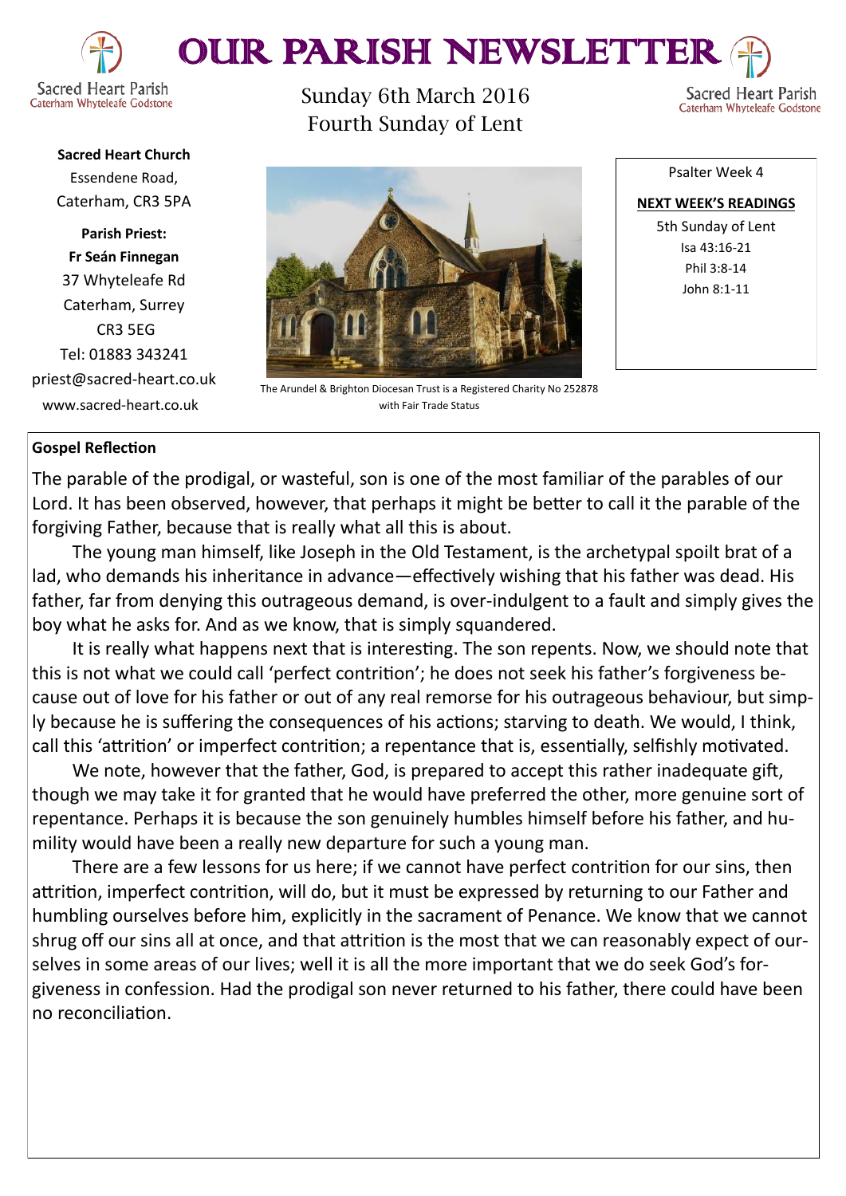# OUR PARISH NEWSLETTER

Sacred Heart Parish
Caterham Whyteleafe Godstone

Sunday 6th March 2016
Fourth Sunday of Lent

**Sacred Heart Church**
Essendene Road,
Caterham, CR3 5PA

**Parish Priest:**
**Fr Seán Finnegan**
37 Whyteleafe Rd
Caterham, Surrey
CR3 5EG
Tel: 01883 343241
priest@sacred-heart.co.uk
www.sacred-heart.co.uk

The Arundel & Brighton Diocesan Trust is a Registered Charity No 252878 with Fair Trade Status

Psalter Week 4

**NEXT WEEK'S READINGS**

5th Sunday of Lent
Isa 43:16-21
Phil 3:8-14
John 8:1-11

**Gospel Reflection**

The parable of the prodigal, or wasteful, son is one of the most familiar of the parables of our Lord. It has been observed, however, that perhaps it might be better to call it the parable of the forgiving Father, because that is really what all this is about.

The young man himself, like Joseph in the Old Testament, is the archetypal spoilt brat of a lad, who demands his inheritance in advance—effectively wishing that his father was dead. His father, far from denying this outrageous demand, is over-indulgent to a fault and simply gives the boy what he asks for. And as we know, that is simply squandered.

It is really what happens next that is interesting. The son repents. Now, we should note that this is not what we could call 'perfect contrition'; he does not seek his father's forgiveness because out of love for his father or out of any real remorse for his outrageous behaviour, but simply because he is suffering the consequences of his actions; starving to death. We would, I think, call this 'attrition' or imperfect contrition; a repentance that is, essentially, selfishly motivated.

We note, however that the father, God, is prepared to accept this rather inadequate gift, though we may take it for granted that he would have preferred the other, more genuine sort of repentance. Perhaps it is because the son genuinely humbles himself before his father, and humility would have been a really new departure for such a young man.

There are a few lessons for us here; if we cannot have perfect contrition for our sins, then attrition, imperfect contrition, will do, but it must be expressed by returning to our Father and humbling ourselves before him, explicitly in the sacrament of Penance. We know that we cannot shrug off our sins all at once, and that attrition is the most that we can reasonably expect of ourselves in some areas of our lives; well it is all the more important that we do seek God's forgiveness in confession. Had the prodigal son never returned to his father, there could have been no reconciliation.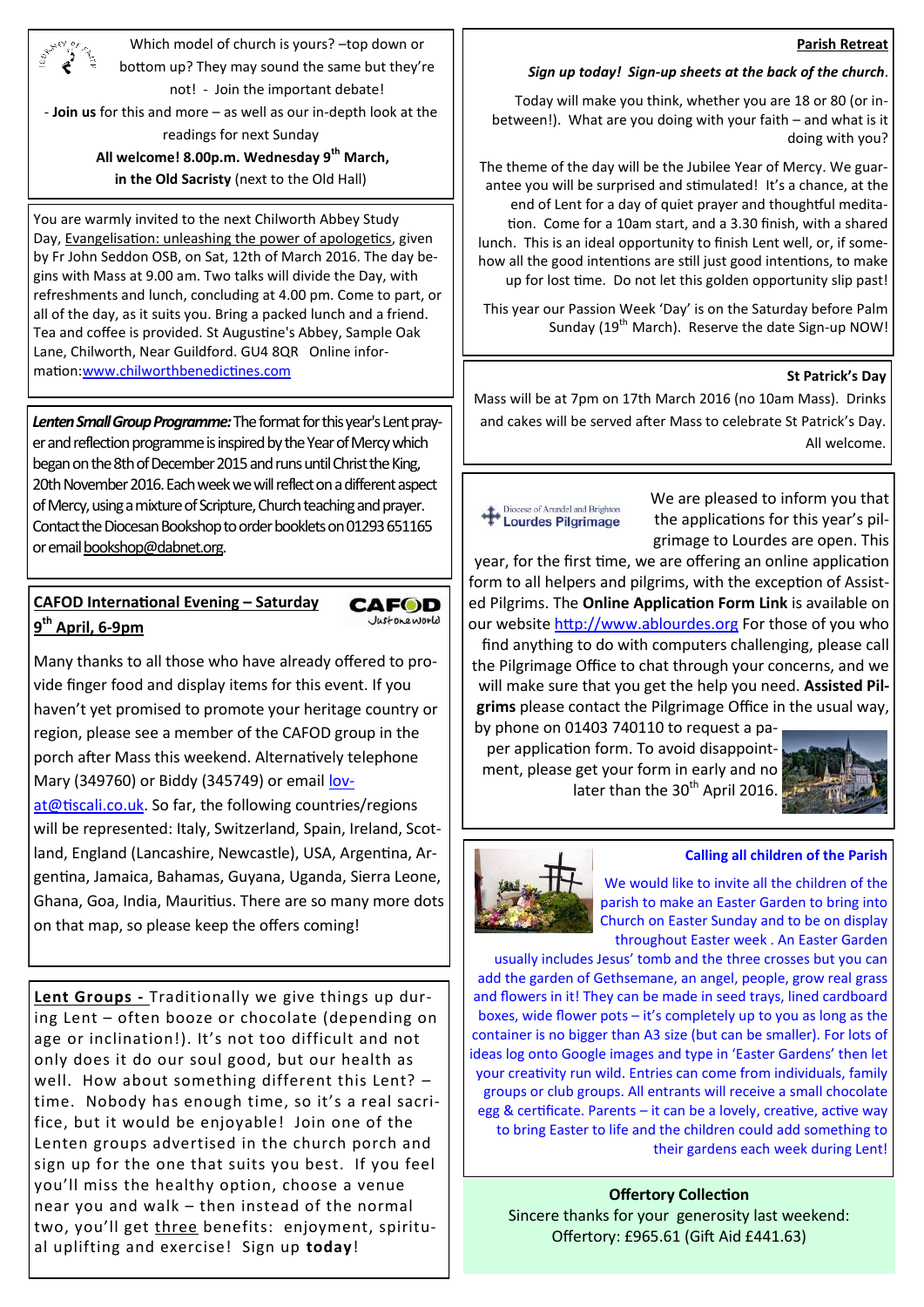Which model of church is yours? –top down or bottom up? They may sound the same but they're not! - Join the important debate!

- **Join us** for this and more – as well as our in-depth look at the readings for next Sunday

**All welcome! 8.00p.m. Wednesday 9th March, in the Old Sacristy** (next to the Old Hall)

You are warmly invited to the next Chilworth Abbey Study Day, Evangelisation: unleashing the power of apologetics, given by Fr John Seddon OSB, on Sat, 12th of March 2016. The day begins with Mass at 9.00 am. Two talks will divide the Day, with refreshments and lunch, concluding at 4.00 pm. Come to part, or all of the day, as it suits you. Bring a packed lunch and a friend. Tea and coffee is provided. St Augustine's Abbey, Sample Oak Lane, Chilworth, Near Guildford. GU4 8QR Online information: www.chilworthbenedictines.com

***Lenten Small Group Programme:*** The format for this year's Lent prayer and reflection programme is inspired by the Year of Mercy which began on the 8th of December 2015 and runs until Christ the King, 20th November 2016. Each week we will reflect on a different aspect of Mercy, using a mixture of Scripture, Church teaching and prayer. Contact the Diocesan Bookshop to order booklets on 01293 651165 or email bookshop@dabnet.org.

## CAFOD International Evening – Saturday 9th April, 6-9pm

Many thanks to all those who have already offered to provide finger food and display items for this event. If you haven't yet promised to promote your heritage country or region, please see a member of the CAFOD group in the porch after Mass this weekend. Alternatively telephone Mary (349760) or Biddy (345749) or email lovat@tiscali.co.uk. So far, the following countries/regions will be represented: Italy, Switzerland, Spain, Ireland, Scotland, England (Lancashire, Newcastle), USA, Argentina, Argentina, Jamaica, Bahamas, Guyana, Uganda, Sierra Leone, Ghana, Goa, India, Mauritius. There are so many more dots on that map, so please keep the offers coming!

**Lent Groups -** Traditionally we give things up during Lent – often booze or chocolate (depending on age or inclination!). It's not too difficult and not only does it do our soul good, but our health as well. How about something different this Lent? – time. Nobody has enough time, so it's a real sacrifice, but it would be enjoyable! Join one of the Lenten groups advertised in the church porch and sign up for the one that suits you best. If you feel you'll miss the healthy option, choose a venue near you and walk – then instead of the normal two, you'll get three benefits: enjoyment, spiritual uplifting and exercise! Sign up **today**!

## Parish Retreat

***Sign up today! Sign-up sheets at the back of the church.***

Today will make you think, whether you are 18 or 80 (or in-between!). What are you doing with your faith – and what is it doing with you?

The theme of the day will be the Jubilee Year of Mercy. We guarantee you will be surprised and stimulated! It's a chance, at the end of Lent for a day of quiet prayer and thoughtful meditation. Come for a 10am start, and a 3.30 finish, with a shared lunch. This is an ideal opportunity to finish Lent well, or, if somehow all the good intentions are still just good intentions, to make up for lost time. Do not let this golden opportunity slip past!

This year our Passion Week 'Day' is on the Saturday before Palm Sunday (19th March). Reserve the date Sign-up NOW!

## St Patrick's Day

Mass will be at 7pm on 17th March 2016 (no 10am Mass). Drinks and cakes will be served after Mass to celebrate St Patrick's Day. All welcome.

Diocese of Arundel and Brighton **Lourdes Pilgrimage**

We are pleased to inform you that the applications for this year's pilgrimage to Lourdes are open. This year, for the first time, we are offering an online application form to all helpers and pilgrims, with the exception of Assisted Pilgrims. The **Online Application Form Link** is available on our website http://www.ablourdes.org For those of you who find anything to do with computers challenging, please call the Pilgrimage Office to chat through your concerns, and we will make sure that you get the help you need. **Assisted Pilgrims** please contact the Pilgrimage Office in the usual way, by phone on 01403 740110 to request a paper application form. To avoid disappointment, please get your form in early and no later than the 30th April 2016.

## Calling all children of the Parish

We would like to invite all the children of the parish to make an Easter Garden to bring into Church on Easter Sunday and to be on display throughout Easter week . An Easter Garden usually includes Jesus' tomb and the three crosses but you can add the garden of Gethsemane, an angel, people, grow real grass and flowers in it! They can be made in seed trays, lined cardboard boxes, wide flower pots – it's completely up to you as long as the container is no bigger than A3 size (but can be smaller). For lots of ideas log onto Google images and type in 'Easter Gardens' then let your creativity run wild. Entries can come from individuals, family groups or club groups. All entrants will receive a small chocolate egg & certificate. Parents – it can be a lovely, creative, active way to bring Easter to life and the children could add something to their gardens each week during Lent!

## Offertory Collection

Sincere thanks for your generosity last weekend:
Offertory: £965.61 (Gift Aid £441.63)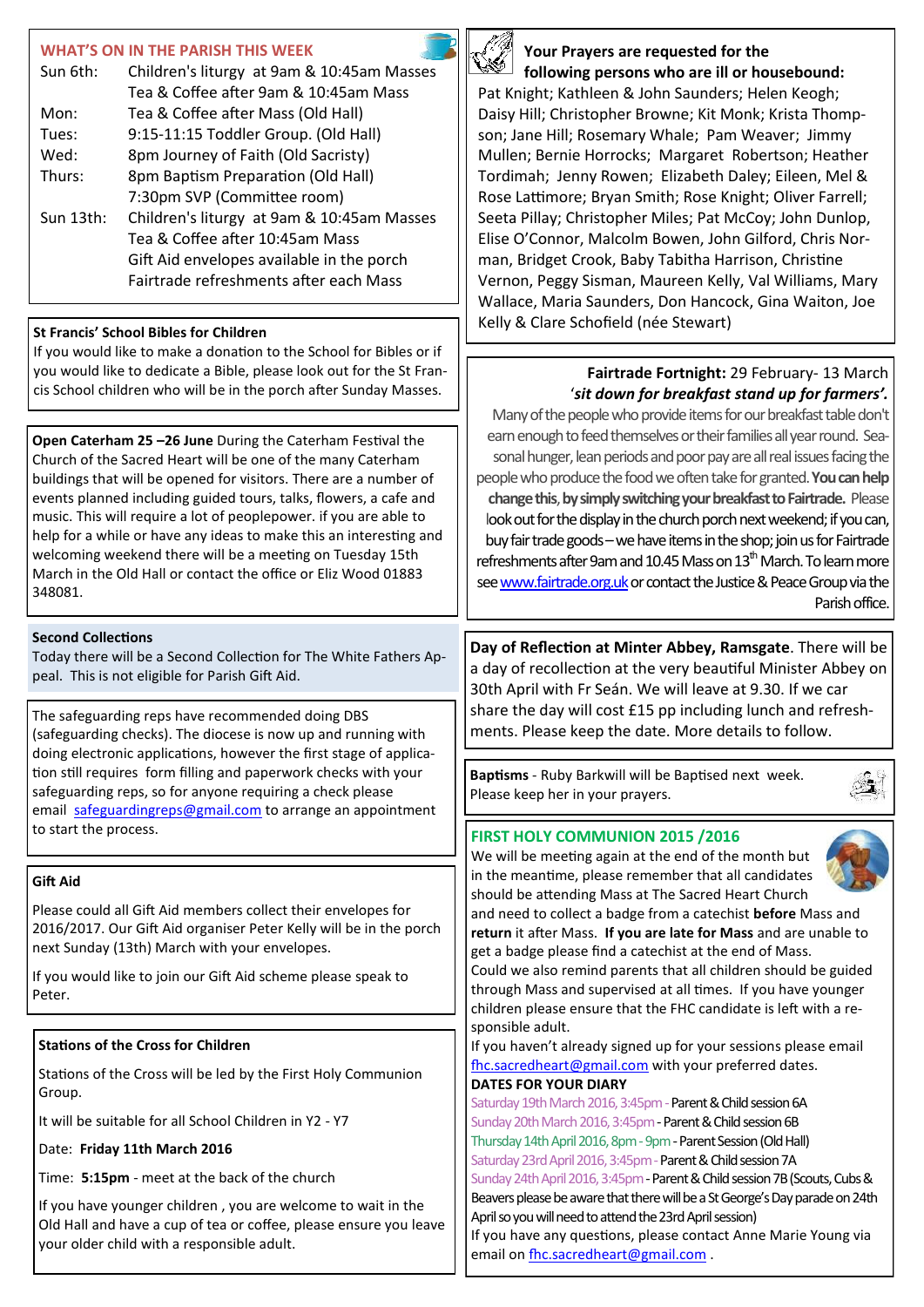## WHAT'S ON IN THE PARISH THIS WEEK

| | |
|---|---|
| Sun 6th: | Children's liturgy at 9am & 10:45am Masses<br>Tea & Coffee after 9am & 10:45am Mass |
| Mon: | Tea & Coffee after Mass (Old Hall) |
| Tues: | 9:15-11:15 Toddler Group. (Old Hall) |
| Wed: | 8pm Journey of Faith (Old Sacristy) |
| Thurs: | 8pm Baptism Preparation (Old Hall)<br>7:30pm SVP (Committee room) |
| Sun 13th: | Children's liturgy at 9am & 10:45am Masses<br>Tea & Coffee after 10:45am Mass<br>Gift Aid envelopes available in the porch<br>Fairtrade refreshments after each Mass |

### St Francis' School Bibles for Children

If you would like to make a donation to the School for Bibles or if you would like to dedicate a Bible, please look out for the St Francis School children who will be in the porch after Sunday Masses.

**Open Caterham 25 –26 June** During the Caterham Festival the Church of the Sacred Heart will be one of the many Caterham buildings that will be opened for visitors. There are a number of events planned including guided tours, talks, flowers, a cafe and music. This will require a lot of peoplepower. if you are able to help for a while or have any ideas to make this an interesting and welcoming weekend there will be a meeting on Tuesday 15th March in the Old Hall or contact the office or Eliz Wood 01883 348081.

### Second Collections

Today there will be a Second Collection for The White Fathers Appeal. This is not eligible for Parish Gift Aid.

The safeguarding reps have recommended doing DBS (safeguarding checks). The diocese is now up and running with doing electronic applications, however the first stage of application still requires form filling and paperwork checks with your safeguarding reps, so for anyone requiring a check please email safeguardingreps@gmail.com to arrange an appointment to start the process.

### Gift Aid

Please could all Gift Aid members collect their envelopes for 2016/2017. Our Gift Aid organiser Peter Kelly will be in the porch next Sunday (13th) March with your envelopes.

If you would like to join our Gift Aid scheme please speak to Peter.

### Stations of the Cross for Children

Stations of the Cross will be led by the First Holy Communion Group.

It will be suitable for all School Children in Y2 - Y7

Date: **Friday 11th March 2016**

Time: **5:15pm** - meet at the back of the church

If you have younger children , you are welcome to wait in the Old Hall and have a cup of tea or coffee, please ensure you leave your older child with a responsible adult.

### Your Prayers are requested for the following persons who are ill or housebound:

Pat Knight; Kathleen & John Saunders; Helen Keogh; Daisy Hill; Christopher Browne; Kit Monk; Krista Thompson; Jane Hill; Rosemary Whale; Pam Weaver; Jimmy Mullen; Bernie Horrocks; Margaret Robertson; Heather Tordimah; Jenny Rowen; Elizabeth Daley; Eileen, Mel & Rose Lattimore; Bryan Smith; Rose Knight; Oliver Farrell; Seeta Pillay; Christopher Miles; Pat McCoy; John Dunlop, Elise O'Connor, Malcolm Bowen, John Gilford, Chris Norman, Bridget Crook, Baby Tabitha Harrison, Christine Vernon, Peggy Sisman, Maureen Kelly, Val Williams, Mary Wallace, Maria Saunders, Don Hancock, Gina Waiton, Joe Kelly & Clare Schofield (née Stewart)

**Fairtrade Fortnight:** 29 February- 13 March
'*sit down for breakfast stand up for farmers'.*

Many of the people who provide items for our breakfast table don't earn enough to feed themselves or their families all year round. Seasonal hunger, lean periods and poor pay are all real issues facing the people who produce the food we often take for granted. **You can help change this, by simply switching your breakfast to Fairtrade.** Please look out for the display in the church porch next weekend; if you can, buy fair trade goods – we have items in the shop; join us for Fairtrade refreshments after 9am and 10.45 Mass on 13th March. To learn more see www.fairtrade.org.uk or contact the Justice & Peace Group via the Parish office.

**Day of Reflection at Minter Abbey, Ramsgate**. There will be a day of recollection at the very beautiful Minister Abbey on 30th April with Fr Seán. We will leave at 9.30. If we car share the day will cost £15 pp including lunch and refreshments. Please keep the date. More details to follow.

**Baptisms** - Ruby Barkwill will be Baptised next week. Please keep her in your prayers.

### FIRST HOLY COMMUNION 2015 /2016

We will be meeting again at the end of the month but in the meantime, please remember that all candidates should be attending Mass at The Sacred Heart Church and need to collect a badge from a catechist **before** Mass and **return** it after Mass. **If you are late for Mass** and are unable to get a badge please find a catechist at the end of Mass.

Could we also remind parents that all children should be guided through Mass and supervised at all times. If you have younger children please ensure that the FHC candidate is left with a responsible adult.

If you haven't already signed up for your sessions please email fhc.sacredheart@gmail.com with your preferred dates.

**DATES FOR YOUR DIARY**

Saturday 19th March 2016, 3:45pm - Parent & Child session 6A
Sunday 20th March 2016, 3:45pm - Parent & Child session 6B
Thursday 14th April 2016, 8pm - 9pm - Parent Session (Old Hall)
Saturday 23rd April 2016, 3:45pm - Parent & Child session 7A
Sunday 24th April 2016, 3:45pm - Parent & Child session 7B (Scouts, Cubs & Beavers please be aware that there will be a St George's Day parade on 24th April so you will need to attend the 23rd April session)

If you have any questions, please contact Anne Marie Young via email on fhc.sacredheart@gmail.com .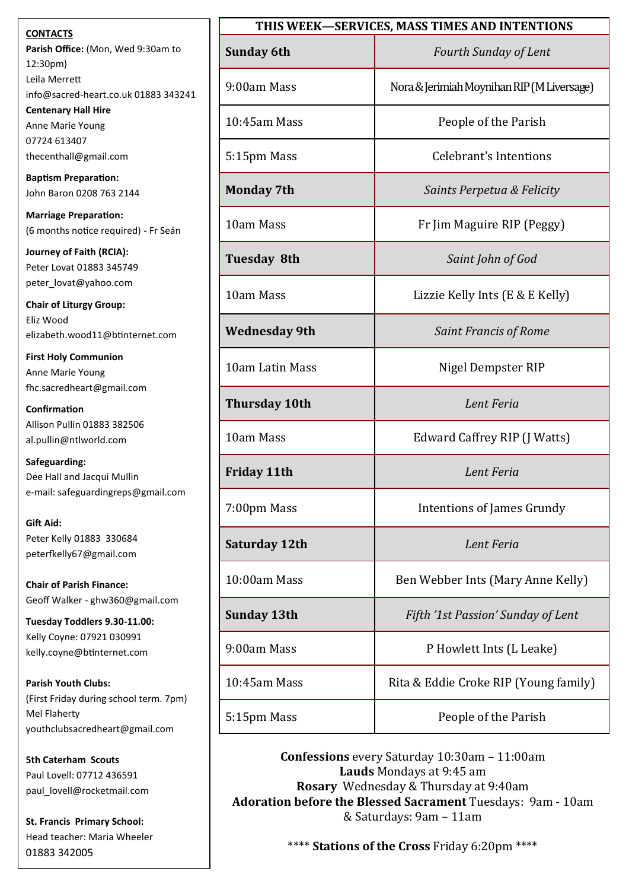## CONTACTS

**Parish Office:** (Mon, Wed 9:30am to 12:30pm)
Leila Merrett
info@sacred-heart.co.uk 01883 343241

**Centenary Hall Hire**
Anne Marie Young
07724 613407
thecenthall@gmail.com

**Baptism Preparation:**
John Baron 0208 763 2144

**Marriage Preparation:**
(6 months notice required) **-** Fr Seán

**Journey of Faith (RCIA):**
Peter Lovat 01883 345749
peter_lovat@yahoo.com

**Chair of Liturgy Group:**
Eliz Wood
elizabeth.wood11@btinternet.com

**First Holy Communion**
Anne Marie Young
fhc.sacredheart@gmail.com

**Confirmation**
Allison Pullin 01883 382506
al.pullin@ntlworld.com

**Safeguarding:**
Dee Hall and Jacqui Mullin
e-mail: safeguardingreps@gmail.com

**Gift Aid:**
Peter Kelly 01883 330684
peterfkelly67@gmail.com

**Chair of Parish Finance:**
Geoff Walker - ghw360@gmail.com

**Tuesday Toddlers 9.30-11.00:**
Kelly Coyne: 07921 030991
kelly.coyne@btinternet.com

**Parish Youth Clubs:**
(First Friday during school term. 7pm)
Mel Flaherty
youthclubsacredheart@gmail.com

**5th Caterham Scouts**
Paul Lovell: 07712 436591
paul_lovell@rocketmail.com

**St. Francis Primary School:**
Head teacher: Maria Wheeler
01883 342005

## THIS WEEK—SERVICES, MASS TIMES AND INTENTIONS

| | |
|---|---|
| **Sunday 6th** | *Fourth Sunday of Lent* |
| 9:00am Mass | Nora & Jerimiah Moynihan RIP (M Liversage) |
| 10:45am Mass | People of the Parish |
| 5:15pm Mass | Celebrant's Intentions |
| **Monday 7th** | *Saints Perpetua & Felicity* |
| 10am Mass | Fr Jim Maguire RIP (Peggy) |
| **Tuesday 8th** | *Saint John of God* |
| 10am Mass | Lizzie Kelly Ints (E & E Kelly) |
| **Wednesday 9th** | *Saint Francis of Rome* |
| 10am Latin Mass | Nigel Dempster RIP |
| **Thursday 10th** | *Lent Feria* |
| 10am Mass | Edward Caffrey RIP (J Watts) |
| **Friday 11th** | *Lent Feria* |
| 7:00pm Mass | Intentions of James Grundy |
| **Saturday 12th** | *Lent Feria* |
| 10:00am Mass | Ben Webber Ints (Mary Anne Kelly) |
| **Sunday 13th** | *Fifth '1st Passion' Sunday of Lent* |
| 9:00am Mass | P Howlett Ints (L Leake) |
| 10:45am Mass | Rita & Eddie Croke RIP (Young family) |
| 5:15pm Mass | People of the Parish |

**Confessions** every Saturday 10:30am – 11:00am
**Lauds** Mondays at 9:45 am
**Rosary** Wednesday & Thursday at 9:40am
**Adoration before the Blessed Sacrament** Tuesdays: 9am - 10am & Saturdays: 9am – 11am

**** **Stations of the Cross** Friday 6:20pm ****